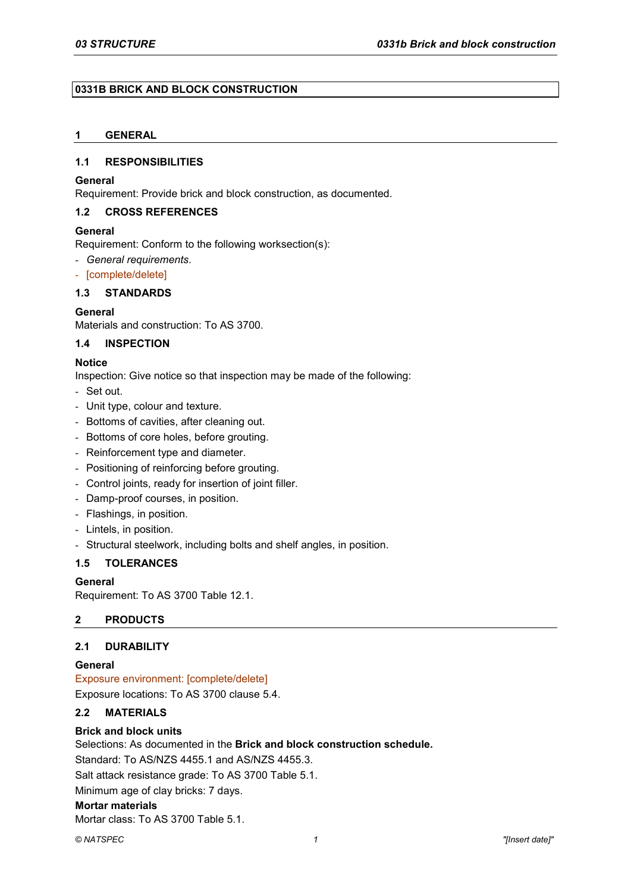# 0331B BRICK AND BLOCK CONSTRUCTION

## 1 GENERAL

### 1.1 RESPONSIBILITIES

**General**

Requirement: Provide brick and block construction, as documented.

### 1.2 CROSS REFERENCES

**General**

Requirement: Conform to the following worksection(s):

- *General requirements*.
- [complete/delete]

### 1.3 STANDARDS

**General**

Materials and construction: To AS 3700.

### 1.4 INSPECTION

**Notice**

Inspection: Give notice so that inspection may be made of the following:

- Set out.
- Unit type, colour and texture.
- Bottoms of cavities, after cleaning out.
- Bottoms of core holes, before grouting.
- Reinforcement type and diameter.
- Positioning of reinforcing before grouting.
- Control joints, ready for insertion of joint filler.
- Damp-proof courses, in position.
- Flashings, in position.
- Lintels, in position.
- Structural steelwork, including bolts and shelf angles, in position.

### 1.5 TOLERANCES

**General**

Requirement: To AS 3700 Table 12.1.

## 2 PRODUCTS

### 2.1 DURABILITY

**General**

Exposure environment: [complete/delete]

Exposure locations: To AS 3700 clause 5.4.

### 2.2 MATERIALS

**Brick and block units**

Selections: As documented in the **Brick and block construction schedule.**

Standard: To AS/NZS 4455.1 and AS/NZS 4455.3.

Salt attack resistance grade: To AS 3700 Table 5.1.

Minimum age of clay bricks: 7 days.

**Mortar materials**

Mortar class: To AS 3700 Table 5.1.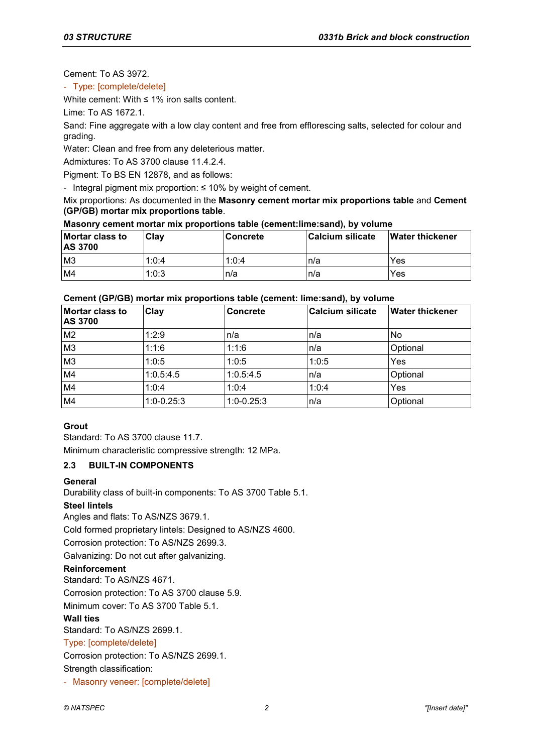Cement: To AS 3972.

- Type: [complete/delete]

White cement: With ≤ 1% iron salts content.

Lime: To AS 1672.1.

Sand: Fine aggregate with a low clay content and free from efflorescing salts, selected for colour and grading.

Water: Clean and free from any deleterious matter.

Admixtures: To AS 3700 clause 11.4.2.4.

Pigment: To BS EN 12878, and as follows:

- Integral pigment mix proportion: ≤ 10% by weight of cement.

Mix proportions: As documented in the **Masonry cement mortar mix proportions table** and **Cement (GP/GB) mortar mix proportions table**.

**Masonry cement mortar mix proportions table (cement:lime:sand), by volume**

| Mortar class to AS 3700 | Clay | Concrete | Calcium silicate | Water thickener |
|---|---|---|---|---|
| M3 | 1:0:4 | 1:0:4 | n/a | Yes |
| M4 | 1:0:3 | n/a | n/a | Yes |

**Cement (GP/GB) mortar mix proportions table (cement: lime:sand), by volume**

| Mortar class to AS 3700 | Clay | Concrete | Calcium silicate | Water thickener |
|---|---|---|---|---|
| M2 | 1:2:9 | n/a | n/a | No |
| M3 | 1:1:6 | 1:1:6 | n/a | Optional |
| M3 | 1:0:5 | 1:0:5 | 1:0:5 | Yes |
| M4 | 1:0.5:4.5 | 1:0.5:4.5 | n/a | Optional |
| M4 | 1:0:4 | 1:0:4 | 1:0:4 | Yes |
| M4 | 1:0-0.25:3 | 1:0-0.25:3 | n/a | Optional |

**Grout**

Standard: To AS 3700 clause 11.7.

Minimum characteristic compressive strength: 12 MPa.

### 2.3 BUILT-IN COMPONENTS

**General**

Durability class of built-in components: To AS 3700 Table 5.1.

**Steel lintels**

Angles and flats: To AS/NZS 3679.1.

Cold formed proprietary lintels: Designed to AS/NZS 4600.

Corrosion protection: To AS/NZS 2699.3.

Galvanizing: Do not cut after galvanizing.

**Reinforcement**

Standard: To AS/NZS 4671.

Corrosion protection: To AS 3700 clause 5.9.

Minimum cover: To AS 3700 Table 5.1.

**Wall ties**

Standard: To AS/NZS 2699.1.

Type: [complete/delete]

Corrosion protection: To AS/NZS 2699.1.

Strength classification:

- Masonry veneer: [complete/delete]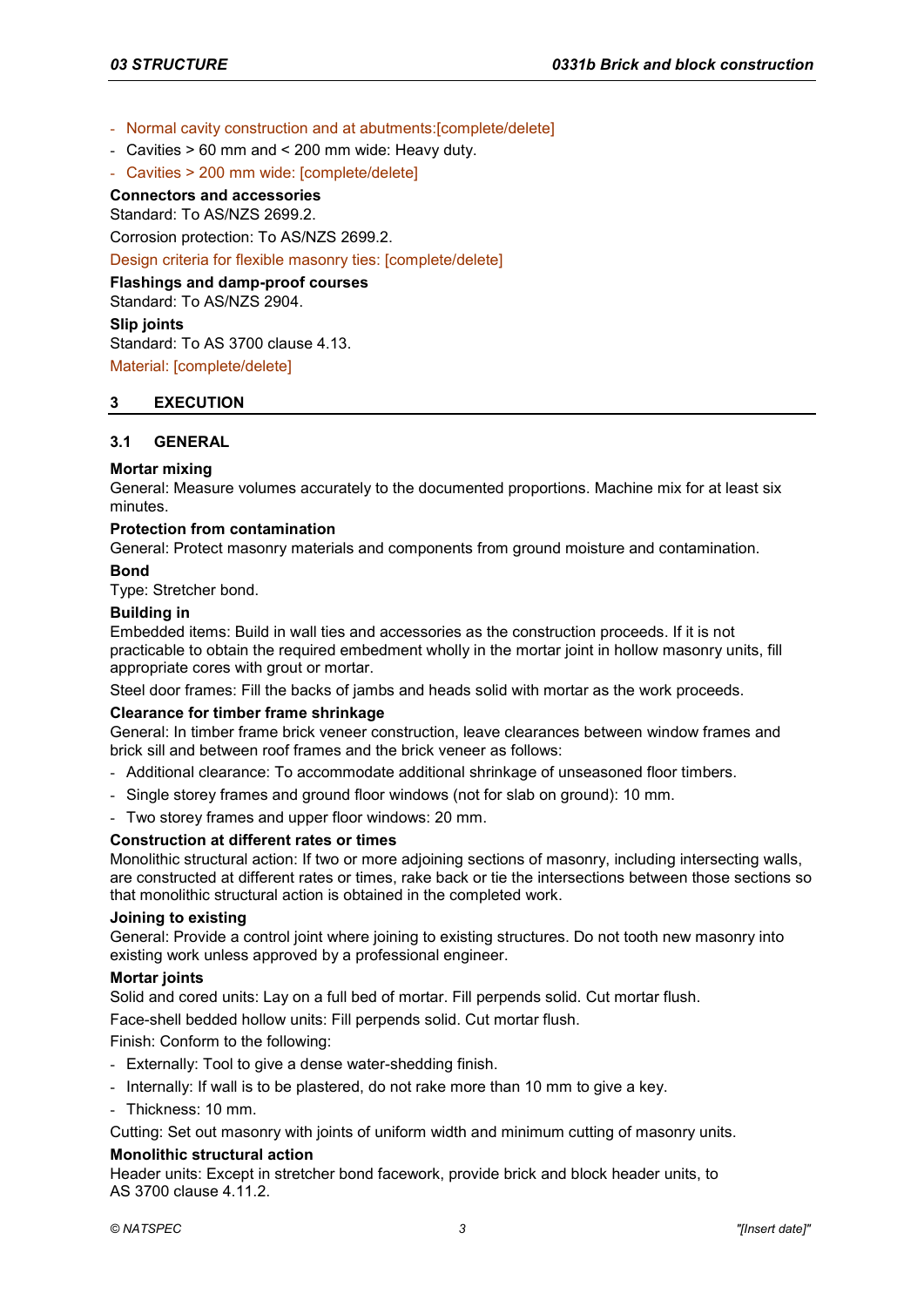- Normal cavity construction and at abutments:[complete/delete]
- Cavities > 60 mm and < 200 mm wide: Heavy duty.
- Cavities > 200 mm wide: [complete/delete]

**Connectors and accessories**

Standard: To AS/NZS 2699.2.

Corrosion protection: To AS/NZS 2699.2.

Design criteria for flexible masonry ties: [complete/delete]

**Flashings and damp-proof courses**

Standard: To AS/NZS 2904.

**Slip joints**

Standard: To AS 3700 clause 4.13.

Material: [complete/delete]

## 3 EXECUTION

### 3.1 GENERAL

**Mortar mixing**

General: Measure volumes accurately to the documented proportions. Machine mix for at least six minutes.

**Protection from contamination**

General: Protect masonry materials and components from ground moisture and contamination.

**Bond**

Type: Stretcher bond.

**Building in**

Embedded items: Build in wall ties and accessories as the construction proceeds. If it is not practicable to obtain the required embedment wholly in the mortar joint in hollow masonry units, fill appropriate cores with grout or mortar.

Steel door frames: Fill the backs of jambs and heads solid with mortar as the work proceeds.

**Clearance for timber frame shrinkage**

General: In timber frame brick veneer construction, leave clearances between window frames and brick sill and between roof frames and the brick veneer as follows:

- Additional clearance: To accommodate additional shrinkage of unseasoned floor timbers.
- Single storey frames and ground floor windows (not for slab on ground): 10 mm.
- Two storey frames and upper floor windows: 20 mm.

**Construction at different rates or times**

Monolithic structural action: If two or more adjoining sections of masonry, including intersecting walls, are constructed at different rates or times, rake back or tie the intersections between those sections so that monolithic structural action is obtained in the completed work.

**Joining to existing**

General: Provide a control joint where joining to existing structures. Do not tooth new masonry into existing work unless approved by a professional engineer.

**Mortar joints**

Solid and cored units: Lay on a full bed of mortar. Fill perpends solid. Cut mortar flush.

Face-shell bedded hollow units: Fill perpends solid. Cut mortar flush.

Finish: Conform to the following:

- Externally: Tool to give a dense water-shedding finish.
- Internally: If wall is to be plastered, do not rake more than 10 mm to give a key.
- Thickness: 10 mm.

Cutting: Set out masonry with joints of uniform width and minimum cutting of masonry units.

**Monolithic structural action**

Header units: Except in stretcher bond facework, provide brick and block header units, to AS 3700 clause 4.11.2.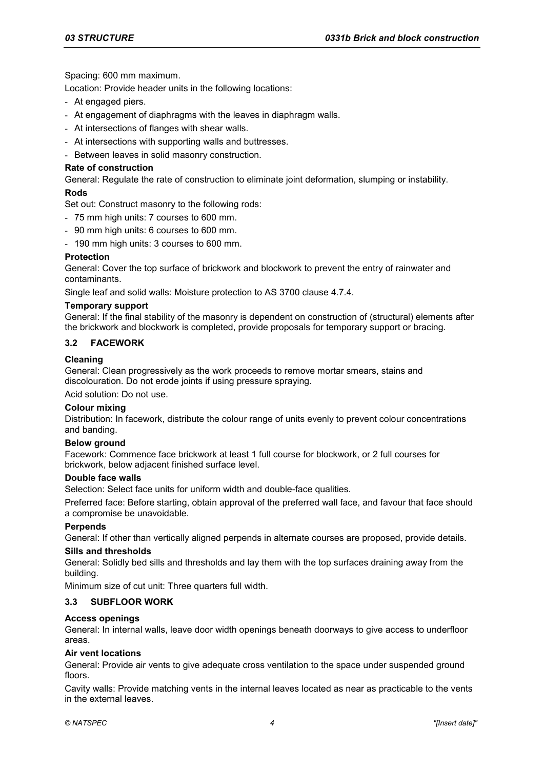Spacing: 600 mm maximum.

Location: Provide header units in the following locations:

- At engaged piers.
- At engagement of diaphragms with the leaves in diaphragm walls.
- At intersections of flanges with shear walls.
- At intersections with supporting walls and buttresses.
- Between leaves in solid masonry construction.

**Rate of construction**

General: Regulate the rate of construction to eliminate joint deformation, slumping or instability.

**Rods**

Set out: Construct masonry to the following rods:

- 75 mm high units: 7 courses to 600 mm.
- 90 mm high units: 6 courses to 600 mm.
- 190 mm high units: 3 courses to 600 mm.

**Protection**

General: Cover the top surface of brickwork and blockwork to prevent the entry of rainwater and contaminants.

Single leaf and solid walls: Moisture protection to AS 3700 clause 4.7.4.

**Temporary support**

General: If the final stability of the masonry is dependent on construction of (structural) elements after the brickwork and blockwork is completed, provide proposals for temporary support or bracing.

## 3.2 FACEWORK

**Cleaning**

General: Clean progressively as the work proceeds to remove mortar smears, stains and discolouration. Do not erode joints if using pressure spraying.

Acid solution: Do not use.

**Colour mixing**

Distribution: In facework, distribute the colour range of units evenly to prevent colour concentrations and banding.

**Below ground**

Facework: Commence face brickwork at least 1 full course for blockwork, or 2 full courses for brickwork, below adjacent finished surface level.

**Double face walls**

Selection: Select face units for uniform width and double-face qualities.

Preferred face: Before starting, obtain approval of the preferred wall face, and favour that face should a compromise be unavoidable.

**Perpends**

General: If other than vertically aligned perpends in alternate courses are proposed, provide details.

**Sills and thresholds**

General: Solidly bed sills and thresholds and lay them with the top surfaces draining away from the building.

Minimum size of cut unit: Three quarters full width.

## 3.3 SUBFLOOR WORK

**Access openings**

General: In internal walls, leave door width openings beneath doorways to give access to underfloor areas.

**Air vent locations**

General: Provide air vents to give adequate cross ventilation to the space under suspended ground floors.

Cavity walls: Provide matching vents in the internal leaves located as near as practicable to the vents in the external leaves.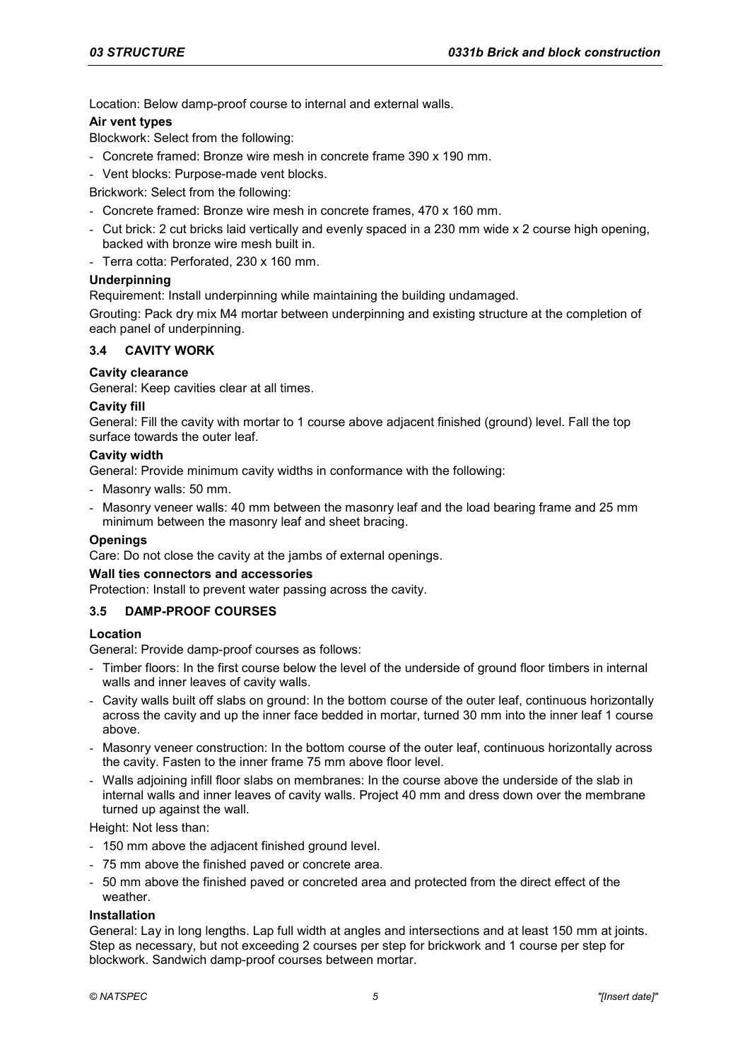Location: Below damp-proof course to internal and external walls.

**Air vent types**

Blockwork: Select from the following:

- Concrete framed: Bronze wire mesh in concrete frame 390 x 190 mm.
- Vent blocks: Purpose-made vent blocks.

Brickwork: Select from the following:

- Concrete framed: Bronze wire mesh in concrete frames, 470 x 160 mm.
- Cut brick: 2 cut bricks laid vertically and evenly spaced in a 230 mm wide x 2 course high opening, backed with bronze wire mesh built in.
- Terra cotta: Perforated, 230 x 160 mm.

**Underpinning**

Requirement: Install underpinning while maintaining the building undamaged.

Grouting: Pack dry mix M4 mortar between underpinning and existing structure at the completion of each panel of underpinning.

## 3.4 CAVITY WORK

**Cavity clearance**

General: Keep cavities clear at all times.

**Cavity fill**

General: Fill the cavity with mortar to 1 course above adjacent finished (ground) level. Fall the top surface towards the outer leaf.

**Cavity width**

General: Provide minimum cavity widths in conformance with the following:

- Masonry walls: 50 mm.
- Masonry veneer walls: 40 mm between the masonry leaf and the load bearing frame and 25 mm minimum between the masonry leaf and sheet bracing.

**Openings**

Care: Do not close the cavity at the jambs of external openings.

**Wall ties connectors and accessories**

Protection: Install to prevent water passing across the cavity.

## 3.5 DAMP-PROOF COURSES

**Location**

General: Provide damp-proof courses as follows:

- Timber floors: In the first course below the level of the underside of ground floor timbers in internal walls and inner leaves of cavity walls.
- Cavity walls built off slabs on ground: In the bottom course of the outer leaf, continuous horizontally across the cavity and up the inner face bedded in mortar, turned 30 mm into the inner leaf 1 course above.
- Masonry veneer construction: In the bottom course of the outer leaf, continuous horizontally across the cavity. Fasten to the inner frame 75 mm above floor level.
- Walls adjoining infill floor slabs on membranes: In the course above the underside of the slab in internal walls and inner leaves of cavity walls. Project 40 mm and dress down over the membrane turned up against the wall.

Height: Not less than:

- 150 mm above the adjacent finished ground level.
- 75 mm above the finished paved or concrete area.
- 50 mm above the finished paved or concreted area and protected from the direct effect of the weather.

**Installation**

General: Lay in long lengths. Lap full width at angles and intersections and at least 150 mm at joints. Step as necessary, but not exceeding 2 courses per step for brickwork and 1 course per step for blockwork. Sandwich damp-proof courses between mortar.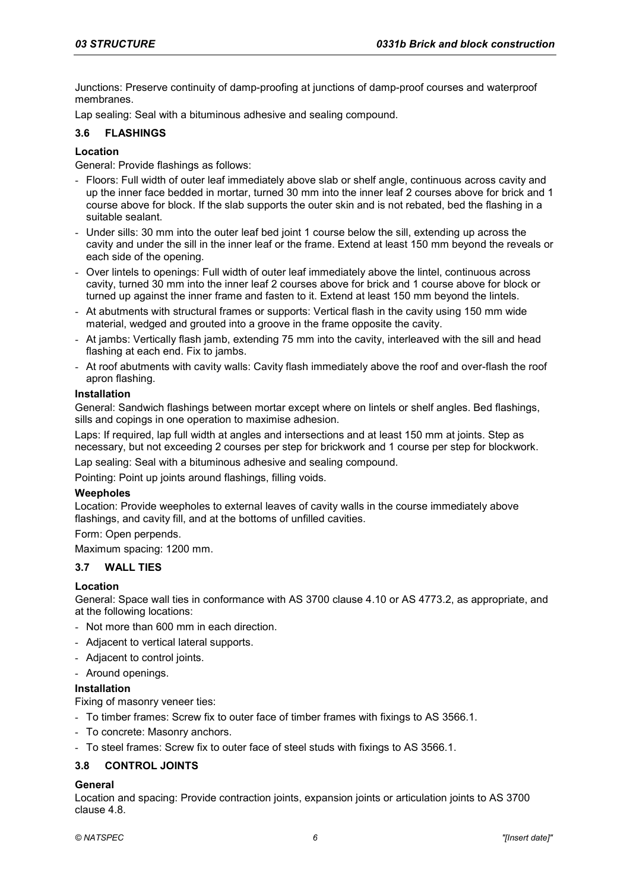Junctions: Preserve continuity of damp-proofing at junctions of damp-proof courses and waterproof membranes.

Lap sealing: Seal with a bituminous adhesive and sealing compound.

## 3.6 FLASHINGS

### Location

General: Provide flashings as follows:

- Floors: Full width of outer leaf immediately above slab or shelf angle, continuous across cavity and up the inner face bedded in mortar, turned 30 mm into the inner leaf 2 courses above for brick and 1 course above for block. If the slab supports the outer skin and is not rebated, bed the flashing in a suitable sealant.
- Under sills: 30 mm into the outer leaf bed joint 1 course below the sill, extending up across the cavity and under the sill in the inner leaf or the frame. Extend at least 150 mm beyond the reveals or each side of the opening.
- Over lintels to openings: Full width of outer leaf immediately above the lintel, continuous across cavity, turned 30 mm into the inner leaf 2 courses above for brick and 1 course above for block or turned up against the inner frame and fasten to it. Extend at least 150 mm beyond the lintels.
- At abutments with structural frames or supports: Vertical flash in the cavity using 150 mm wide material, wedged and grouted into a groove in the frame opposite the cavity.
- At jambs: Vertically flash jamb, extending 75 mm into the cavity, interleaved with the sill and head flashing at each end. Fix to jambs.
- At roof abutments with cavity walls: Cavity flash immediately above the roof and over-flash the roof apron flashing.

### Installation

General: Sandwich flashings between mortar except where on lintels or shelf angles. Bed flashings, sills and copings in one operation to maximise adhesion.

Laps: If required, lap full width at angles and intersections and at least 150 mm at joints. Step as necessary, but not exceeding 2 courses per step for brickwork and 1 course per step for blockwork.

Lap sealing: Seal with a bituminous adhesive and sealing compound.

Pointing: Point up joints around flashings, filling voids.

### Weepholes

Location: Provide weepholes to external leaves of cavity walls in the course immediately above flashings, and cavity fill, and at the bottoms of unfilled cavities.

Form: Open perpends.

Maximum spacing: 1200 mm.

## 3.7 WALL TIES

### Location

General: Space wall ties in conformance with AS 3700 clause 4.10 or AS 4773.2, as appropriate, and at the following locations:

- Not more than 600 mm in each direction.
- Adjacent to vertical lateral supports.
- Adjacent to control joints.
- Around openings.

### Installation

Fixing of masonry veneer ties:

- To timber frames: Screw fix to outer face of timber frames with fixings to AS 3566.1.
- To concrete: Masonry anchors.
- To steel frames: Screw fix to outer face of steel studs with fixings to AS 3566.1.

## 3.8 CONTROL JOINTS

### General

Location and spacing: Provide contraction joints, expansion joints or articulation joints to AS 3700 clause 4.8.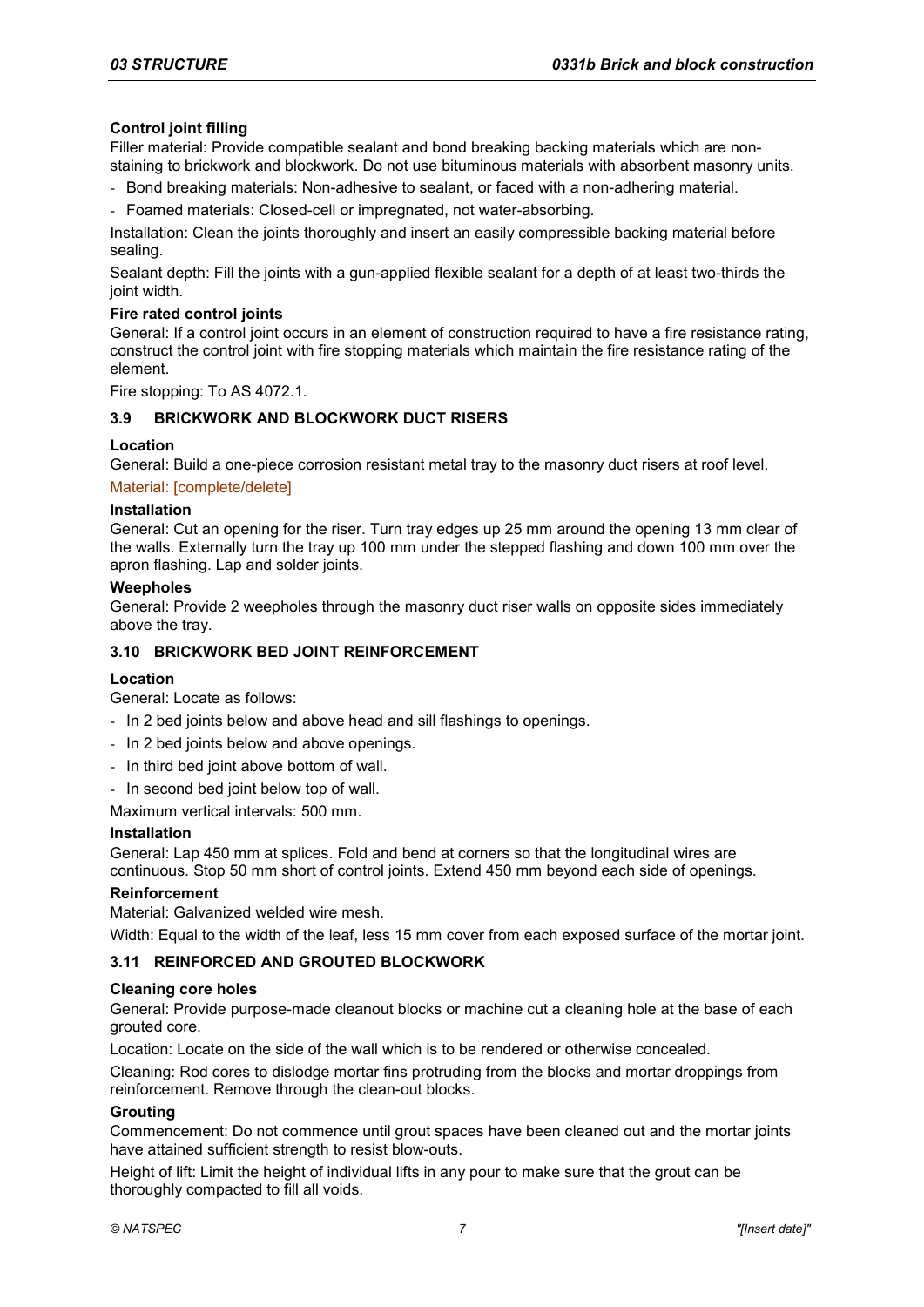#### Control joint filling

Filler material: Provide compatible sealant and bond breaking backing materials which are non-staining to brickwork and blockwork. Do not use bituminous materials with absorbent masonry units.

- Bond breaking materials: Non-adhesive to sealant, or faced with a non-adhering material.
- Foamed materials: Closed-cell or impregnated, not water-absorbing.

Installation: Clean the joints thoroughly and insert an easily compressible backing material before sealing.

Sealant depth: Fill the joints with a gun-applied flexible sealant for a depth of at least two-thirds the joint width.

#### Fire rated control joints

General: If a control joint occurs in an element of construction required to have a fire resistance rating, construct the control joint with fire stopping materials which maintain the fire resistance rating of the element.

Fire stopping: To AS 4072.1.

### 3.9 BRICKWORK AND BLOCKWORK DUCT RISERS

#### Location

General: Build a one-piece corrosion resistant metal tray to the masonry duct risers at roof level.

Material: [complete/delete]

#### Installation

General: Cut an opening for the riser. Turn tray edges up 25 mm around the opening 13 mm clear of the walls. Externally turn the tray up 100 mm under the stepped flashing and down 100 mm over the apron flashing. Lap and solder joints.

#### Weepholes

General: Provide 2 weepholes through the masonry duct riser walls on opposite sides immediately above the tray.

### 3.10 BRICKWORK BED JOINT REINFORCEMENT

#### Location

General: Locate as follows:

- In 2 bed joints below and above head and sill flashings to openings.
- In 2 bed joints below and above openings.
- In third bed joint above bottom of wall.
- In second bed joint below top of wall.

Maximum vertical intervals: 500 mm.

#### Installation

General: Lap 450 mm at splices. Fold and bend at corners so that the longitudinal wires are continuous. Stop 50 mm short of control joints. Extend 450 mm beyond each side of openings.

#### Reinforcement

Material: Galvanized welded wire mesh.

Width: Equal to the width of the leaf, less 15 mm cover from each exposed surface of the mortar joint.

### 3.11 REINFORCED AND GROUTED BLOCKWORK

#### Cleaning core holes

General: Provide purpose-made cleanout blocks or machine cut a cleaning hole at the base of each grouted core.

Location: Locate on the side of the wall which is to be rendered or otherwise concealed.

Cleaning: Rod cores to dislodge mortar fins protruding from the blocks and mortar droppings from reinforcement. Remove through the clean-out blocks.

#### Grouting

Commencement: Do not commence until grout spaces have been cleaned out and the mortar joints have attained sufficient strength to resist blow-outs.

Height of lift: Limit the height of individual lifts in any pour to make sure that the grout can be thoroughly compacted to fill all voids.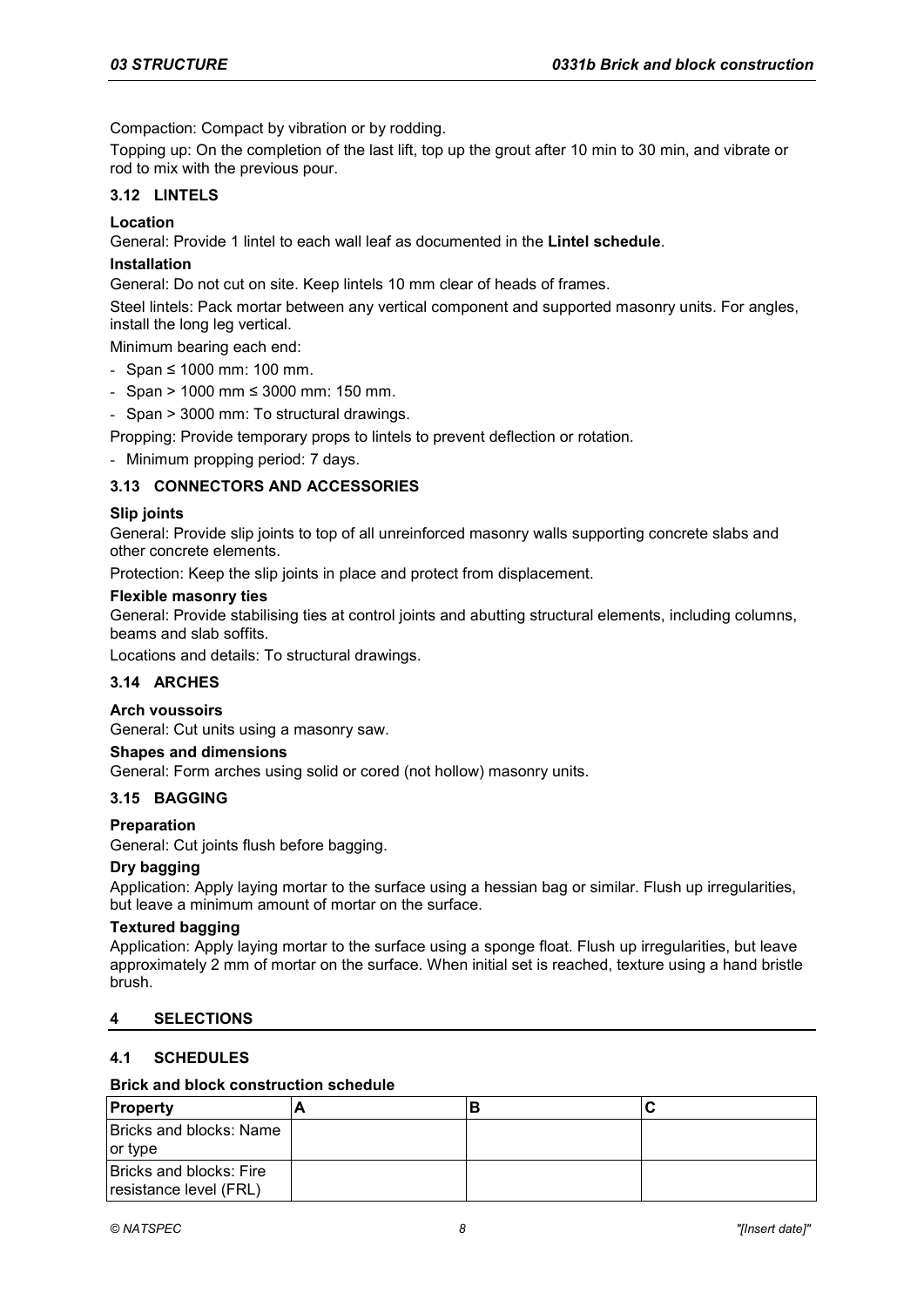Compaction: Compact by vibration or by rodding.

Topping up: On the completion of the last lift, top up the grout after 10 min to 30 min, and vibrate or rod to mix with the previous pour.

### 3.12 LINTELS

**Location**

General: Provide 1 lintel to each wall leaf as documented in the **Lintel schedule**.

**Installation**

General: Do not cut on site. Keep lintels 10 mm clear of heads of frames.

Steel lintels: Pack mortar between any vertical component and supported masonry units. For angles, install the long leg vertical.

Minimum bearing each end:

- Span ≤ 1000 mm: 100 mm.
- Span > 1000 mm ≤ 3000 mm: 150 mm.
- Span > 3000 mm: To structural drawings.

Propping: Provide temporary props to lintels to prevent deflection or rotation.

- Minimum propping period: 7 days.

### 3.13 CONNECTORS AND ACCESSORIES

**Slip joints**

General: Provide slip joints to top of all unreinforced masonry walls supporting concrete slabs and other concrete elements.

Protection: Keep the slip joints in place and protect from displacement.

**Flexible masonry ties**

General: Provide stabilising ties at control joints and abutting structural elements, including columns, beams and slab soffits.

Locations and details: To structural drawings.

### 3.14 ARCHES

**Arch voussoirs**

General: Cut units using a masonry saw.

**Shapes and dimensions**

General: Form arches using solid or cored (not hollow) masonry units.

### 3.15 BAGGING

**Preparation**

General: Cut joints flush before bagging.

**Dry bagging**

Application: Apply laying mortar to the surface using a hessian bag or similar. Flush up irregularities, but leave a minimum amount of mortar on the surface.

**Textured bagging**

Application: Apply laying mortar to the surface using a sponge float. Flush up irregularities, but leave approximately 2 mm of mortar on the surface. When initial set is reached, texture using a hand bristle brush.

## 4 SELECTIONS

### 4.1 SCHEDULES

**Brick and block construction schedule**

| Property | A | B | C |
|---|---|---|---|
| Bricks and blocks: Name or type | | | |
| Bricks and blocks: Fire resistance level (FRL) | | | |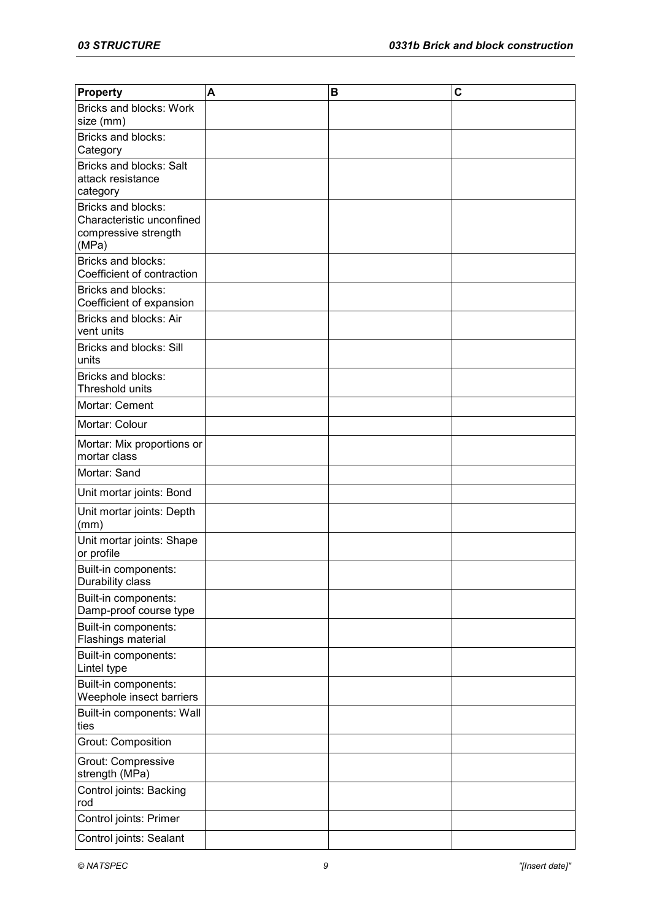| Property | A | B | C |
|---|---|---|---|
| Bricks and blocks: Work size (mm) | | | |
| Bricks and blocks: Category | | | |
| Bricks and blocks: Salt attack resistance category | | | |
| Bricks and blocks: Characteristic unconfined compressive strength (MPa) | | | |
| Bricks and blocks: Coefficient of contraction | | | |
| Bricks and blocks: Coefficient of expansion | | | |
| Bricks and blocks: Air vent units | | | |
| Bricks and blocks: Sill units | | | |
| Bricks and blocks: Threshold units | | | |
| Mortar: Cement | | | |
| Mortar: Colour | | | |
| Mortar: Mix proportions or mortar class | | | |
| Mortar: Sand | | | |
| Unit mortar joints: Bond | | | |
| Unit mortar joints: Depth (mm) | | | |
| Unit mortar joints: Shape or profile | | | |
| Built-in components: Durability class | | | |
| Built-in components: Damp-proof course type | | | |
| Built-in components: Flashings material | | | |
| Built-in components: Lintel type | | | |
| Built-in components: Weephole insect barriers | | | |
| Built-in components: Wall ties | | | |
| Grout: Composition | | | |
| Grout: Compressive strength (MPa) | | | |
| Control joints: Backing rod | | | |
| Control joints: Primer | | | |
| Control joints: Sealant | | | |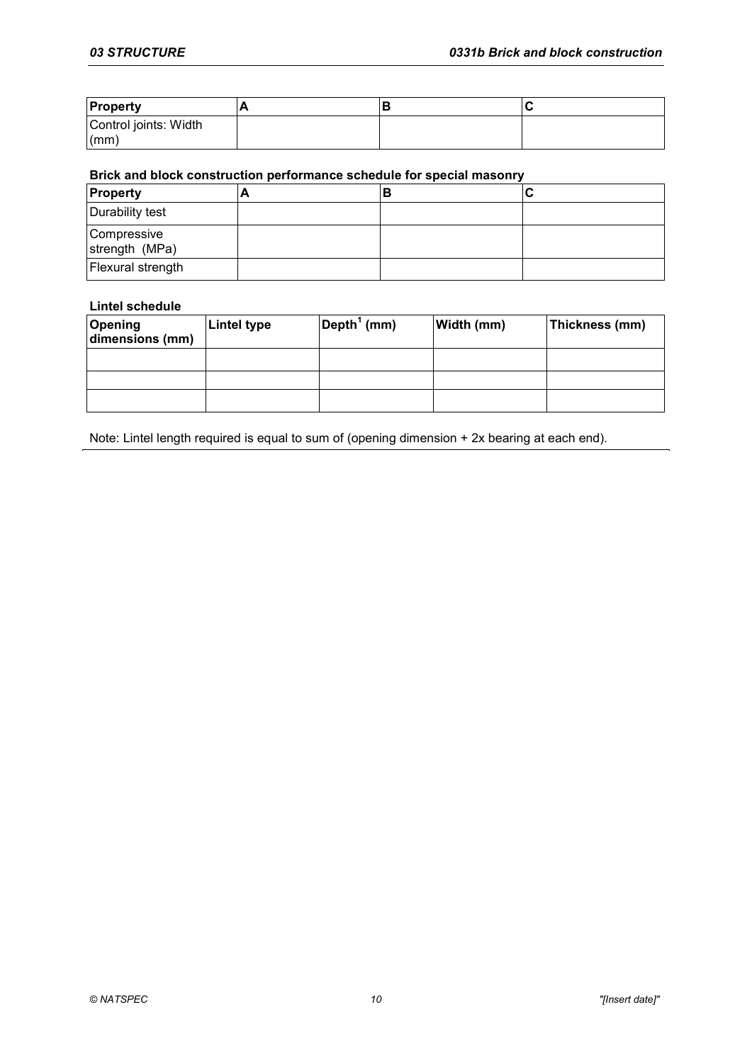| Property | A | B | C |
|---|---|---|---|
| Control joints: Width (mm) | | | |

**Brick and block construction performance schedule for special masonry**

| Property | A | B | C |
|---|---|---|---|
| Durability test | | | |
| Compressive strength (MPa) | | | |
| Flexural strength | | | |

**Lintel schedule**

| Opening dimensions (mm) | Lintel type | Depth[1] (mm) | Width (mm) | Thickness (mm) |
|---|---|---|---|---|
| | | | | |
| | | | | |
| | | | | |

Note: Lintel length required is equal to sum of (opening dimension + 2x bearing at each end).